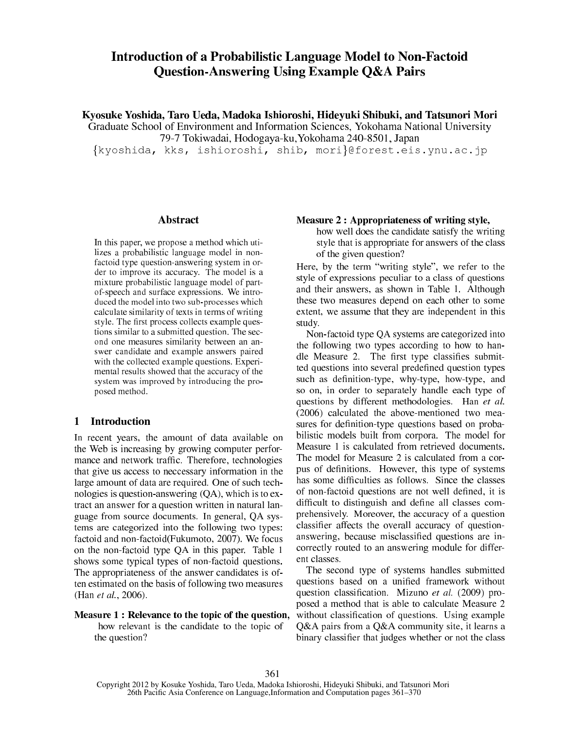# Introduction of a Probabilistic Language Model to Non-Factoid Question-Answering Using Example Q&A Pairs

**Kyosuke Yoshida, Taro Ueda, Madoka Ishioroshi, Hideyuki Shibuki, and Tatsunori Mori**
Graduate School of Environment and Information Sciences, Yokohama National University
79-7 Tokiwadai, Hodogaya-ku,Yokohama 240-8501, Japan
{kyoshida, kks, ishioroshi, shib, mori}@forest.eis.ynu.ac.jp

## Abstract

In this paper, we propose a method which utilizes a probabilistic language model in non-factoid type question-answering system in order to improve its accuracy. The model is a mixture probabilistic language model of part-of-speech and surface expressions. We introduced the model into two sub-processes which calculate similarity of texts in terms of writing style. The first process collects example questions similar to a submitted question. The second one measures similarity between an answer candidate and example answers paired with the collected example questions. Experimental results showed that the accuracy of the system was improved by introducing the proposed method.

## 1 Introduction

In recent years, the amount of data available on the Web is increasing by growing computer performance and network traffic. Therefore, technologies that give us access to neccessary information in the large amount of data are required. One of such technologies is question-answering (QA), which is to extract an answer for a question written in natural language from source documents. In general, QA systems are categorized into the following two types: factoid and non-factoid(Fukumoto, 2007). We focus on the non-factoid type QA in this paper. Table 1 shows some typical types of non-factoid questions. The appropriateness of the answer candidates is often estimated on the basis of following two measures (Han *et al.*, 2006).

**Measure 1 : Relevance to the topic of the question,** how relevant is the candidate to the topic of the question?

**Measure 2 : Appropriateness of writing style,** how well does the candidate satisfy the writing style that is appropriate for answers of the class of the given question?

Here, by the term "writing style", we refer to the style of expressions peculiar to a class of questions and their answers, as shown in Table 1. Although these two measures depend on each other to some extent, we assume that they are independent in this study.

Non-factoid type QA systems are categorized into the following two types according to how to handle Measure 2. The first type classifies submitted questions into several predefined question types such as definition-type, why-type, how-type, and so on, in order to separately handle each type of questions by different methodologies. Han *et al.* (2006) calculated the above-mentioned two measures for definition-type questions based on probabilistic models built from corpora. The model for Measure 1 is calculated from retrieved documents. The model for Measure 2 is calculated from a corpus of definitions. However, this type of systems has some difficulties as follows. Since the classes of non-factoid questions are not well defined, it is difficult to distinguish and define all classes comprehensively. Moreover, the accuracy of a question classifier affects the overall accuracy of question-answering, because misclassified questions are incorrectly routed to an answering module for different classes.

The second type of systems handles submitted questions based on a unified framework without question classification. Mizuno *et al.* (2009) proposed a method that is able to calculate Measure 2 without classification of questions. Using example Q&A pairs from a Q&A community site, it learns a binary classifier that judges whether or not the class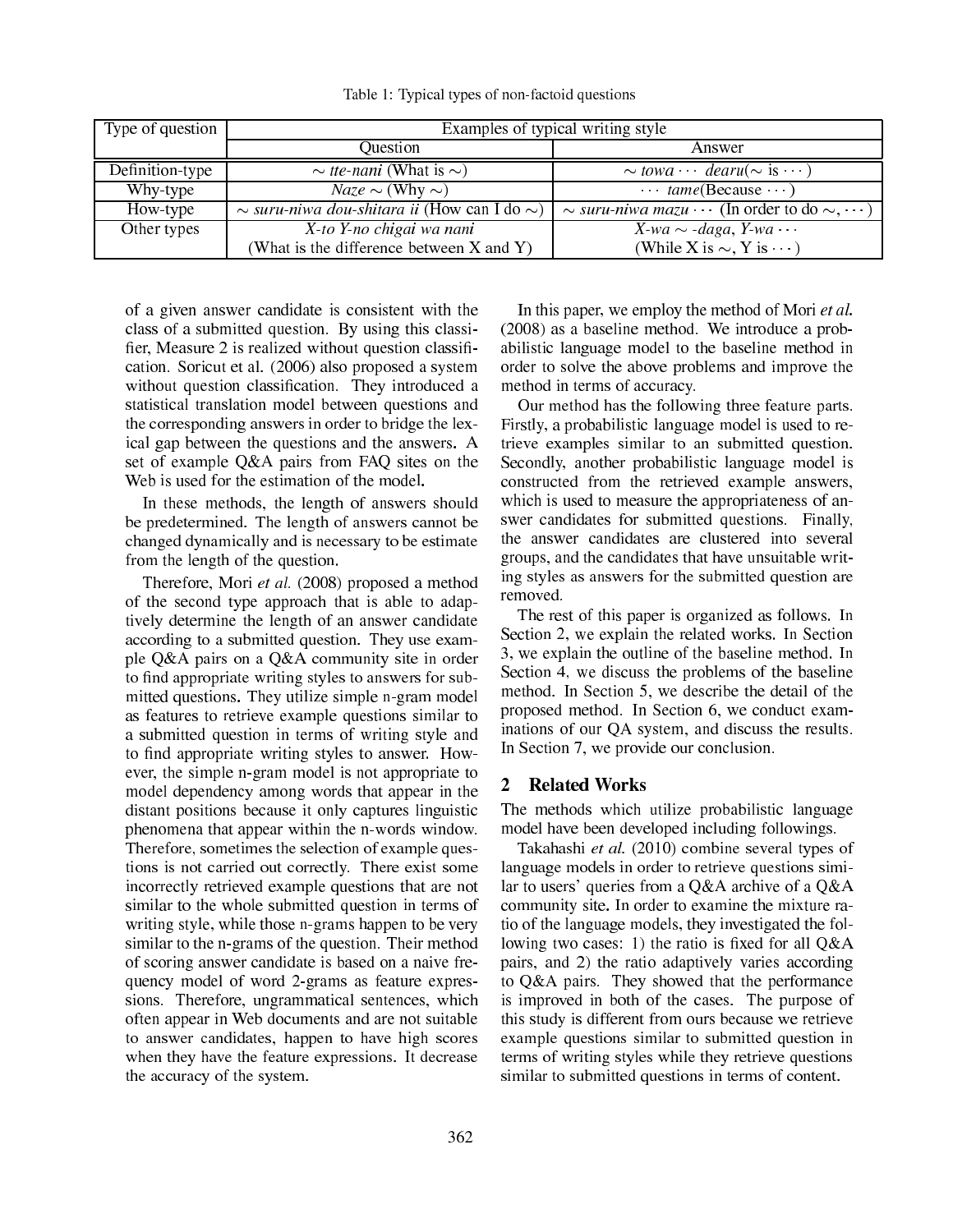Table 1: Typical types of non-factoid questions

| Type of question | Examples of typical writing style | |
|---|---|---|
| | Question | Answer |
| Definition-type | $\sim$ *tte-nani* (What is $\sim$) | $\sim$ *towa* $\cdots$ *dearu*($\sim$ is $\cdots$) |
| Why-type | *Naze* $\sim$ (Why $\sim$) | $\cdots$ *tame*(Because $\cdots$) |
| How-type | $\sim$ *suru-niwa dou-shitara ii* (How can I do $\sim$) | $\sim$ *suru-niwa mazu* $\cdots$ (In order to do $\sim$, $\cdots$) |
| Other types | *X-to Y-no chigai wa nani* (What is the difference between X and Y) | *X-wa* $\sim$ *-daga, Y-wa* $\cdots$ (While X is $\sim$, Y is $\cdots$) |

of a given answer candidate is consistent with the class of a submitted question. By using this classifier, Measure 2 is realized without question classification. Soricut et al. (2006) also proposed a system without question classification. They introduced a statistical translation model between questions and the corresponding answers in order to bridge the lexical gap between the questions and the answers. A set of example Q&A pairs from FAQ sites on the Web is used for the estimation of the model.

In these methods, the length of answers should be predetermined. The length of answers cannot be changed dynamically and is necessary to be estimate from the length of the question.

Therefore, Mori *et al.* (2008) proposed a method of the second type approach that is able to adaptively determine the length of an answer candidate according to a submitted question. They use example Q&A pairs on a Q&A community site in order to find appropriate writing styles to answers for submitted questions. They utilize simple n-gram model as features to retrieve example questions similar to a submitted question in terms of writing style and to find appropriate writing styles to answer. However, the simple n-gram model is not appropriate to model dependency among words that appear in the distant positions because it only captures linguistic phenomena that appear within the n-words window. Therefore, sometimes the selection of example questions is not carried out correctly. There exist some incorrectly retrieved example questions that are not similar to the whole submitted question in terms of writing style, while those n-grams happen to be very similar to the n-grams of the question. Their method of scoring answer candidate is based on a naive frequency model of word 2-grams as feature expressions. Therefore, ungrammatical sentences, which often appear in Web documents and are not suitable to answer candidates, happen to have high scores when they have the feature expressions. It decrease the accuracy of the system.

In this paper, we employ the method of Mori *et al.* (2008) as a baseline method. We introduce a probabilistic language model to the baseline method in order to solve the above problems and improve the method in terms of accuracy.

Our method has the following three feature parts. Firstly, a probabilistic language model is used to retrieve examples similar to an submitted question. Secondly, another probabilistic language model is constructed from the retrieved example answers, which is used to measure the appropriateness of answer candidates for submitted questions. Finally, the answer candidates are clustered into several groups, and the candidates that have unsuitable writing styles as answers for the submitted question are removed.

The rest of this paper is organized as follows. In Section 2, we explain the related works. In Section 3, we explain the outline of the baseline method. In Section 4, we discuss the problems of the baseline method. In Section 5, we describe the detail of the proposed method. In Section 6, we conduct examinations of our QA system, and discuss the results. In Section 7, we provide our conclusion.

## 2 Related Works

The methods which utilize probabilistic language model have been developed including followings.

Takahashi *et al.* (2010) combine several types of language models in order to retrieve questions similar to users' queries from a Q&A archive of a Q&A community site. In order to examine the mixture ratio of the language models, they investigated the following two cases: 1) the ratio is fixed for all Q&A pairs, and 2) the ratio adaptively varies according to Q&A pairs. They showed that the performance is improved in both of the cases. The purpose of this study is different from ours because we retrieve example questions similar to submitted question in terms of writing styles while they retrieve questions similar to submitted questions in terms of content.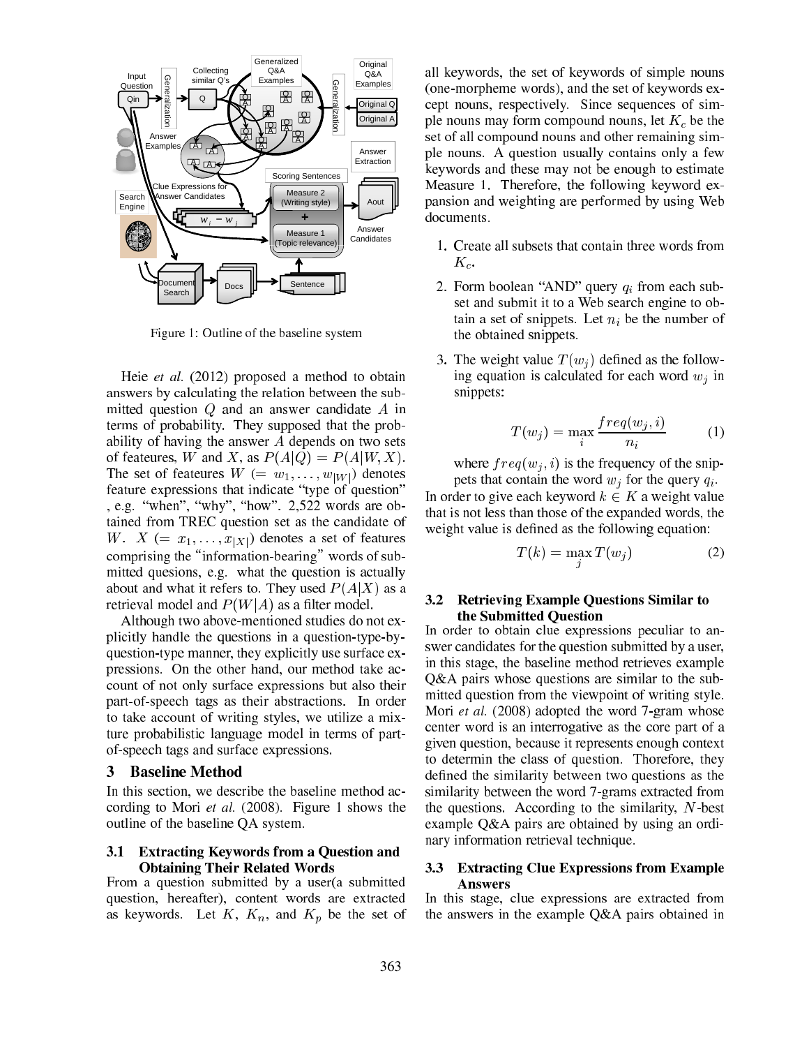Figure 1: Outline of the baseline system

Heie *et al.* (2012) proposed a method to obtain answers by calculating the relation between the submitted question $Q$ and an answer candidate $A$ in terms of probability. They supposed that the probability of having the answer $A$ depends on two sets of feateures, $W$ and $X$, as $P(A|Q) = P(A|W, X)$. The set of feateures $W$ $(= w_1, \ldots, w_{|W|})$ denotes feature expressions that indicate "type of question" , e.g. "when", "why", "how". 2,522 words are obtained from TREC question set as the candidate of $W$. $X$ $(= x_1, \ldots, x_{|X|})$ denotes a set of features comprising the "information-bearing" words of submitted quesions, e.g. what the question is actually about and what it refers to. They used $P(A|X)$ as a retrieval model and $P(W|A)$ as a filter model.

Although two above-mentioned studies do not explicitly handle the questions in a question-type-by-question-type manner, they explicitly use surface expressions. On the other hand, our method take account of not only surface expressions but also their part-of-speech tags as their abstractions. In order to take account of writing styles, we utilize a mixture probabilistic language model in terms of part-of-speech tags and surface expressions.

## 3 Baseline Method

In this section, we describe the baseline method according to Mori *et al.* (2008). Figure 1 shows the outline of the baseline QA system.

### 3.1 Extracting Keywords from a Question and Obtaining Their Related Words

From a question submitted by a user(a submitted question, hereafter), content words are extracted as keywords. Let $K$, $K_n$, and $K_p$ be the set of all keywords, the set of keywords of simple nouns (one-morpheme words), and the set of keywords except nouns, respectively. Since sequences of simple nouns may form compound nouns, let $K_c$ be the set of all compound nouns and other remaining simple nouns. A question usually contains only a few keywords and these may not be enough to estimate Measure 1. Therefore, the following keyword expansion and weighting are performed by using Web documents.

1. Create all subsets that contain three words from $K_c$.
2. Form boolean "AND" query $q_i$ from each subset and submit it to a Web search engine to obtain a set of snippets. Let $n_i$ be the number of the obtained snippets.
3. The weight value $T(w_j)$ defined as the following equation is calculated for each word $w_j$ in snippets:

$$T(w_j) = \max_i \frac{freq(w_j, i)}{n_i} \tag{1}$$

where $freq(w_j, i)$ is the frequency of the snippets that contain the word $w_j$ for the query $q_i$.

In order to give each keyword $k \in K$ a weight value that is not less than those of the expanded words, the weight value is defined as the following equation:

$$T(k) = \max_j T(w_j) \tag{2}$$

### 3.2 Retrieving Example Questions Similar to the Submitted Question

In order to obtain clue expressions peculiar to answer candidates for the question submitted by a user, in this stage, the baseline method retrieves example Q&A pairs whose questions are similar to the submitted question from the viewpoint of writing style. Mori *et al.* (2008) adopted the word 7-gram whose center word is an interrogative as the core part of a given question, because it represents enough context to determin the class of question. Thorefore, they defined the similarity between two questions as the similarity between the word 7-grams extracted from the questions. According to the similarity, $N$-best example Q&A pairs are obtained by using an ordinary information retrieval technique.

### 3.3 Extracting Clue Expressions from Example Answers

In this stage, clue expressions are extracted from the answers in the example Q&A pairs obtained in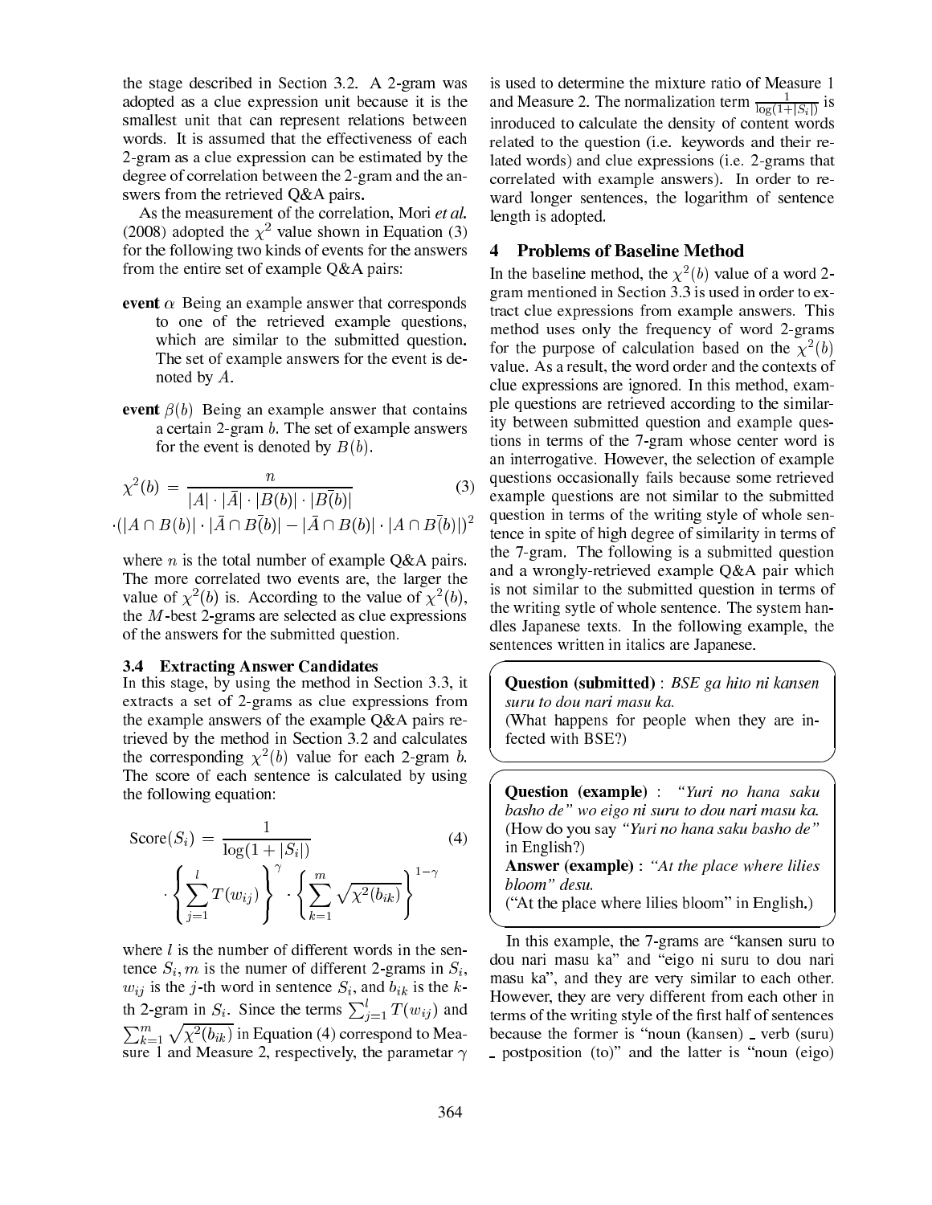the stage described in Section 3.2. A 2-gram was adopted as a clue expression unit because it is the smallest unit that can represent relations between words. It is assumed that the effectiveness of each 2-gram as a clue expression can be estimated by the degree of correlation between the 2-gram and the answers from the retrieved Q&A pairs.

As the measurement of the correlation, Mori *et al.* (2008) adopted the $\chi^2$ value shown in Equation (3) for the following two kinds of events for the answers from the entire set of example Q&A pairs:

**event** $\alpha$ Being an example answer that corresponds to one of the retrieved example questions, which are similar to the submitted question. The set of example answers for the event is denoted by $A$.

**event** $\beta(b)$ Being an example answer that contains a certain 2-gram $b$. The set of example answers for the event is denoted by $B(b)$.

$$\chi^2(b) = \frac{n}{|A| \cdot |\bar{A}| \cdot |B(b)| \cdot |\bar{B(b)}|} \cdot (|A \cap B(b)| \cdot |\bar{A} \cap \bar{B(b)}| - |\bar{A} \cap B(b)| \cdot |A \cap \bar{B(b)}|)^2 \quad (3)$$

where $n$ is the total number of example Q&A pairs. The more correlated two events are, the larger the value of $\chi^2(b)$ is. According to the value of $\chi^2(b)$, the $M$-best 2-grams are selected as clue expressions of the answers for the submitted question.

### 3.4 Extracting Answer Candidates

In this stage, by using the method in Section 3.3, it extracts a set of 2-grams as clue expressions from the example answers of the example Q&A pairs retrieved by the method in Section 3.2 and calculates the corresponding $\chi^2(b)$ value for each 2-gram $b$. The score of each sentence is calculated by using the following equation:

$$\text{Score}(S_i) = \frac{1}{\log(1 + |S_i|)} \cdot \left\{ \sum_{j=1}^{l} T(w_{ij}) \right\}^{\gamma} \cdot \left\{ \sum_{k=1}^{m} \sqrt{\chi^2(b_{ik})} \right\}^{1-\gamma} \quad (4)$$

where $l$ is the number of different words in the sentence $S_i$, $m$ is the numer of different 2-grams in $S_i$, $w_{ij}$ is the $j$-th word in sentence $S_i$, and $b_{ik}$ is the $k$-th 2-gram in $S_i$. Since the terms $\sum_{j=1}^{l} T(w_{ij})$ and $\sum_{k=1}^{m} \sqrt{\chi^2(b_{ik})}$ in Equation (4) correspond to Measure 1 and Measure 2, respectively, the parametar $\gamma$ is used to determine the mixture ratio of Measure 1 and Measure 2. The normalization term $\frac{1}{\log(1+|S_i|)}$ is inroduced to calculate the density of content words related to the question (i.e. keywords and their related words) and clue expressions (i.e. 2-grams that correlated with example answers). In order to reward longer sentences, the logarithm of sentence length is adopted.

## 4 Problems of Baseline Method

In the baseline method, the $\chi^2(b)$ value of a word 2-gram mentioned in Section 3.3 is used in order to extract clue expressions from example answers. This method uses only the frequency of word 2-grams for the purpose of calculation based on the $\chi^2(b)$ value. As a result, the word order and the contexts of clue expressions are ignored. In this method, example questions are retrieved according to the similarity between submitted question and example questions in terms of the 7-gram whose center word is an interrogative. However, the selection of example questions occasionally fails because some retrieved example questions are not similar to the submitted question in terms of the writing style of whole sentence in spite of high degree of similarity in terms of the 7-gram. The following is a submitted question and a wrongly-retrieved example Q&A pair which is not similar to the submitted question in terms of the writing sytle of whole sentence. The system handles Japanese texts. In the following example, the sentences written in italics are Japanese.

> **Question (submitted)** : *BSE ga hito ni kansen suru to dou nari masu ka.*
> (What happens for people when they are infected with BSE?)

> **Question (example)** : *"Yuri no hana saku basho de" wo eigo ni suru to dou nari masu ka.*
> (How do you say *"Yuri no hana saku basho de"* in English?)
> **Answer (example)** : *"At the place where lilies bloom" desu.*
> ("At the place where lilies bloom" in English.)

In this example, the 7-grams are "kansen suru to dou nari masu ka" and "eigo ni suru to dou nari masu ka", and they are very similar to each other. However, they are very different from each other in terms of the writing style of the first half of sentences because the former is "noun (kansen) _ verb (suru) _ postposition (to)" and the latter is "noun (eigo)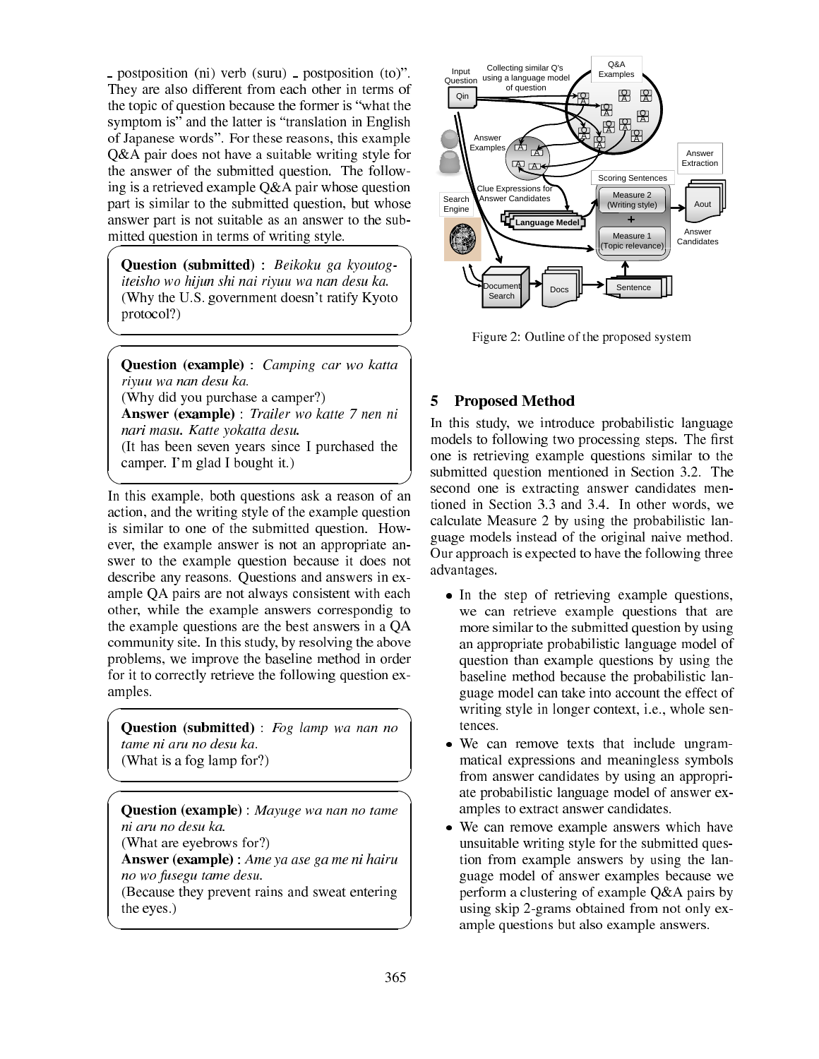_ postposition (ni) verb (suru) _ postposition (to)". They are also different from each other in terms of the topic of question because the former is "what the symptom is" and the latter is "translation in English of Japanese words". For these reasons, this example Q&A pair does not have a suitable writing style for the answer of the submitted question. The following is a retrieved example Q&A pair whose question part is similar to the submitted question, but whose answer part is not suitable as an answer to the submitted question in terms of writing style.

> **Question (submitted)** : *Beikoku ga kyoutogiteisho wo hijun shi nai riyuu wa nan desu ka.*
> (Why the U.S. government doesn't ratify Kyoto protocol?)

> **Question (example)** : *Camping car wo katta riyuu wa nan desu ka.*
> (Why did you purchase a camper?)
> **Answer (example)** : *Trailer wo katte 7 nen ni nari masu. Katte yokatta desu.*
> (It has been seven years since I purchased the camper. I'm glad I bought it.)

In this example, both questions ask a reason of an action, and the writing style of the example question is similar to one of the submitted question. However, the example answer is not an appropriate answer to the example question because it does not describe any reasons. Questions and answers in example QA pairs are not always consistent with each other, while the example answers correspondig to the example questions are the best answers in a QA community site. In this study, by resolving the above problems, we improve the baseline method in order for it to correctly retrieve the following question examples.

> **Question (submitted)** : *Fog lamp wa nan no tame ni aru no desu ka.*
> (What is a fog lamp for?)

> **Question (example)** : *Mayuge wa nan no tame ni aru no desu ka.*
> (What are eyebrows for?)
> **Answer (example)** : *Ame ya ase ga me ni hairu no wo fusegu tame desu.*
> (Because they prevent rains and sweat entering the eyes.)

Figure 2: Outline of the proposed system

## 5 Proposed Method

In this study, we introduce probabilistic language models to following two processing steps. The first one is retrieving example questions similar to the submitted question mentioned in Section 3.2. The second one is extracting answer candidates mentioned in Section 3.3 and 3.4. In other words, we calculate Measure 2 by using the probabilistic language models instead of the original naive method. Our approach is expected to have the following three advantages.

- In the step of retrieving example questions, we can retrieve example questions that are more similar to the submitted question by using an appropriate probabilistic language model of question than example questions by using the baseline method because the probabilistic language model can take into account the effect of writing style in longer context, i.e., whole sentences.
- We can remove texts that include ungrammatical expressions and meaningless symbols from answer candidates by using an appropriate probabilistic language model of answer examples to extract answer candidates.
- We can remove example answers which have unsuitable writing style for the submitted question from example answers by using the language model of answer examples because we perform a clustering of example Q&A pairs by using skip 2-grams obtained from not only example questions but also example answers.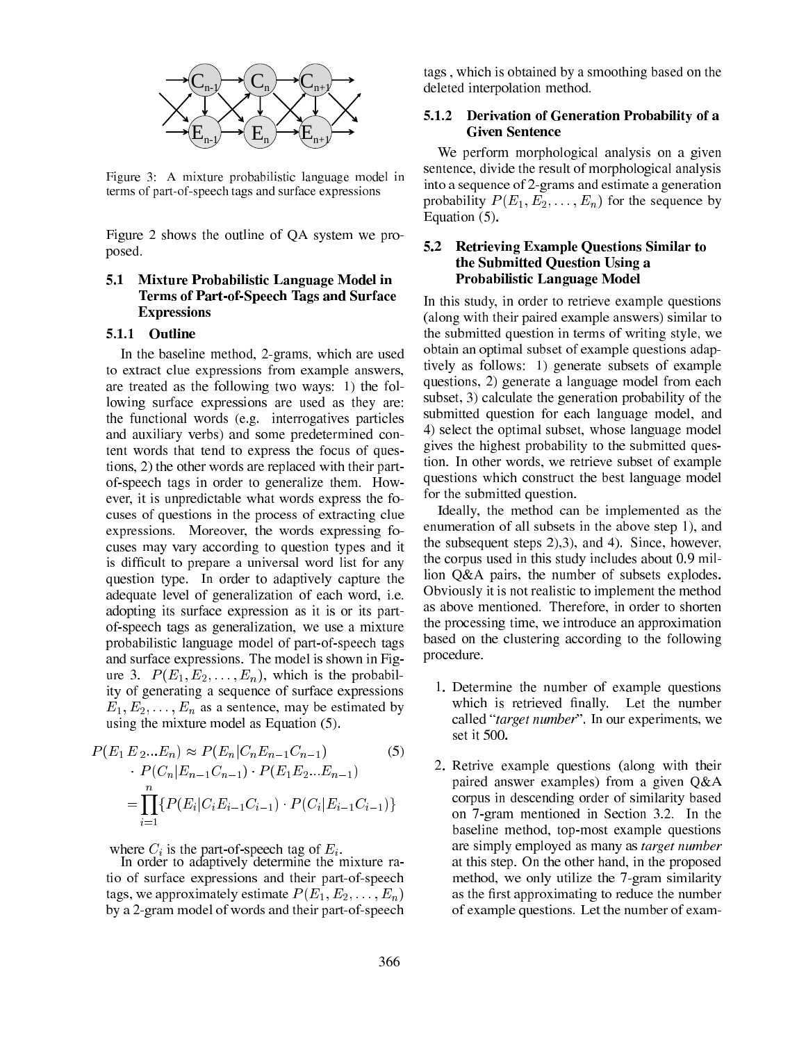Figure 3: A mixture probabilistic language model in terms of part-of-speech tags and surface expressions

Figure 2 shows the outline of QA system we proposed.

### 5.1 Mixture Probabilistic Language Model in Terms of Part-of-Speech Tags and Surface Expressions

#### 5.1.1 Outline

In the baseline method, 2-grams, which are used to extract clue expressions from example answers, are treated as the following two ways: 1) the following surface expressions are used as they are: the functional words (e.g. interrogatives particles and auxiliary verbs) and some predetermined content words that tend to express the focus of questions, 2) the other words are replaced with their part-of-speech tags in order to generalize them. However, it is unpredictable what words express the focuses of questions in the process of extracting clue expressions. Moreover, the words expressing focuses may vary according to question types and it is difficult to prepare a universal word list for any question type. In order to adaptively capture the adequate level of generalization of each word, i.e. adopting its surface expression as it is or its part-of-speech tags as generalization, we use a mixture probabilistic language model of part-of-speech tags and surface expressions. The model is shown in Figure 3. $P(E_1, E_2, \ldots, E_n)$, which is the probability of generating a sequence of surface expressions $E_1, E_2, \ldots, E_n$ as a sentence, may be estimated by using the mixture model as Equation (5).

$$
\begin{aligned}
P(E_1\,E_2 ... E_n) &\approx P(E_n|C_n E_{n-1} C_{n-1}) \qquad (5)\\
&\cdot P(C_n|E_{n-1}C_{n-1}) \cdot P(E_1 E_2 ... E_{n-1})\\
&= \prod_{i=1}^{n} \{P(E_i|C_i E_{i-1} C_{i-1}) \cdot P(C_i|E_{i-1} C_{i-1})\}
\end{aligned}
$$

where $C_i$ is the part-of-speech tag of $E_i$.

In order to adaptively determine the mixture ratio of surface expressions and their part-of-speech tags, we approximately estimate $P(E_1, E_2, \ldots, E_n)$ by a 2-gram model of words and their part-of-speech tags , which is obtained by a smoothing based on the deleted interpolation method.

#### 5.1.2 Derivation of Generation Probability of a Given Sentence

We perform morphological analysis on a given sentence, divide the result of morphological analysis into a sequence of 2-grams and estimate a generation probability $P(E_1, E_2, \ldots, E_n)$ for the sequence by Equation (5).

### 5.2 Retrieving Example Questions Similar to the Submitted Question Using a Probabilistic Language Model

In this study, in order to retrieve example questions (along with their paired example answers) similar to the submitted question in terms of writing style, we obtain an optimal subset of example questions adaptively as follows: 1) generate subsets of example questions, 2) generate a language model from each subset, 3) calculate the generation probability of the submitted question for each language model, and 4) select the optimal subset, whose language model gives the highest probability to the submitted question. In other words, we retrieve subset of example questions which construct the best language model for the submitted question.

Ideally, the method can be implemented as the enumeration of all subsets in the above step 1), and the subsequent steps 2),3), and 4). Since, however, the corpus used in this study includes about 0.9 million Q&A pairs, the number of subsets explodes. Obviously it is not realistic to implement the method as above mentioned. Therefore, in order to shorten the processing time, we introduce an approximation based on the clustering according to the following procedure.

1. Determine the number of example questions which is retrieved finally. Let the number called "*target number*". In our experiments, we set it 500.
2. Retrive example questions (along with their paired answer examples) from a given Q&A corpus in descending order of similarity based on 7-gram mentioned in Section 3.2. In the baseline method, top-most example questions are simply employed as many as *target number* at this step. On the other hand, in the proposed method, we only utilize the 7-gram similarity as the first approximating to reduce the number of example questions. Let the number of exam-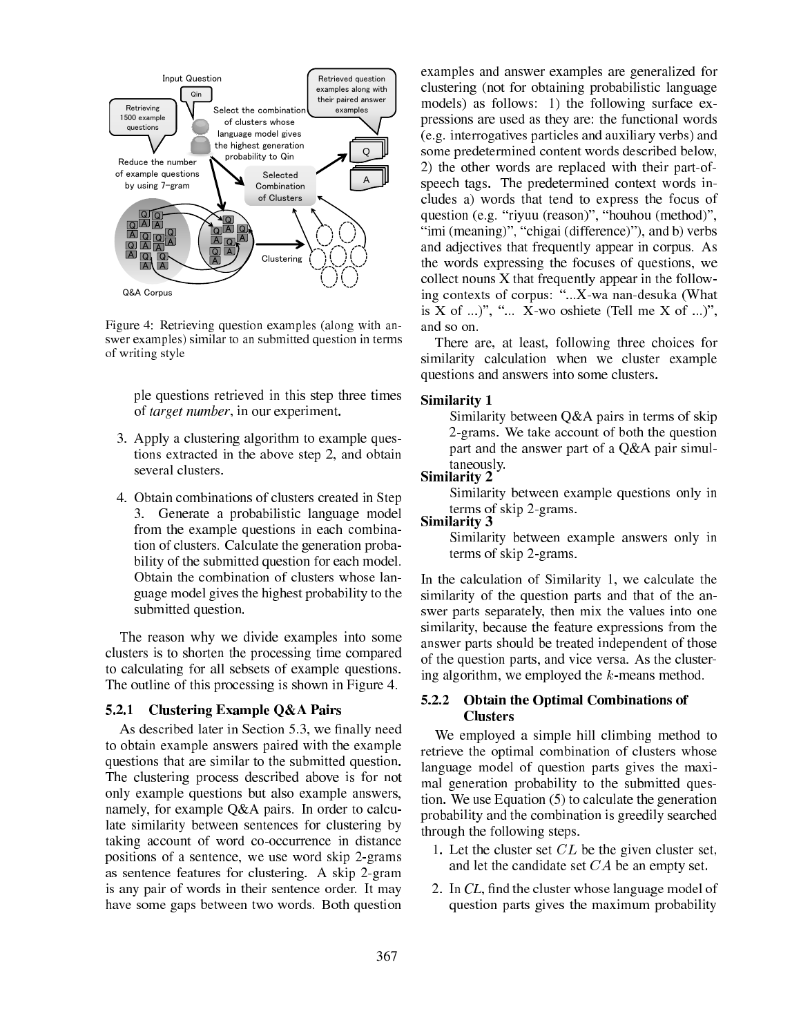Figure 4: Retrieving question examples (along with answer examples) similar to an submitted question in terms of writing style

ple questions retrieved in this step three times of *target number*, in our experiment.

3. Apply a clustering algorithm to example questions extracted in the above step 2, and obtain several clusters.

4. Obtain combinations of clusters created in Step 3. Generate a probabilistic language model from the example questions in each combination of clusters. Calculate the generation probability of the submitted question for each model. Obtain the combination of clusters whose language model gives the highest probability to the submitted question.

The reason why we divide examples into some clusters is to shorten the processing time compared to calculating for all sebsets of example questions. The outline of this processing is shown in Figure 4.

### 5.2.1 Clustering Example Q&A Pairs

As described later in Section 5.3, we finally need to obtain example answers paired with the example questions that are similar to the submitted question. The clustering process described above is for not only example questions but also example answers, namely, for example Q&A pairs. In order to calculate similarity between sentences for clustering by taking account of word co-occurrence in distance positions of a sentence, we use word skip 2-grams as sentence features for clustering. A skip 2-gram is any pair of words in their sentence order. It may have some gaps between two words. Both question examples and answer examples are generalized for clustering (not for obtaining probabilistic language models) as follows: 1) the following surface expressions are used as they are: the functional words (e.g. interrogatives particles and auxiliary verbs) and some predetermined content words described below, 2) the other words are replaced with their part-of-speech tags. The predetermined context words includes a) words that tend to express the focus of question (e.g. "riyuu (reason)", "houhou (method)", "imi (meaning)", "chigai (difference)"), and b) verbs and adjectives that frequently appear in corpus. As the words expressing the focuses of questions, we collect nouns X that frequently appear in the following contexts of corpus: "...X-wa nan-desuka (What is X of ...)", "... X-wo oshiete (Tell me X of ...)", and so on.

There are, at least, following three choices for similarity calculation when we cluster example questions and answers into some clusters.

**Similarity 1**
: Similarity between Q&A pairs in terms of skip 2-grams. We take account of both the question part and the answer part of a Q&A pair simultaneously.

**Similarity 2**
: Similarity between example questions only in terms of skip 2-grams.

**Similarity 3**
: Similarity between example answers only in terms of skip 2-grams.

In the calculation of Similarity 1, we calculate the similarity of the question parts and that of the answer parts separately, then mix the values into one similarity, because the feature expressions from the answer parts should be treated independent of those of the question parts, and vice versa. As the clustering algorithm, we employed the $k$-means method.

### 5.2.2 Obtain the Optimal Combinations of Clusters

We employed a simple hill climbing method to retrieve the optimal combination of clusters whose language model of question parts gives the maximal generation probability to the submitted question. We use Equation (5) to calculate the generation probability and the combination is greedily searched through the following steps.

1. Let the cluster set $CL$ be the given cluster set, and let the candidate set $CA$ be an empty set.

2. In *CL*, find the cluster whose language model of question parts gives the maximum probability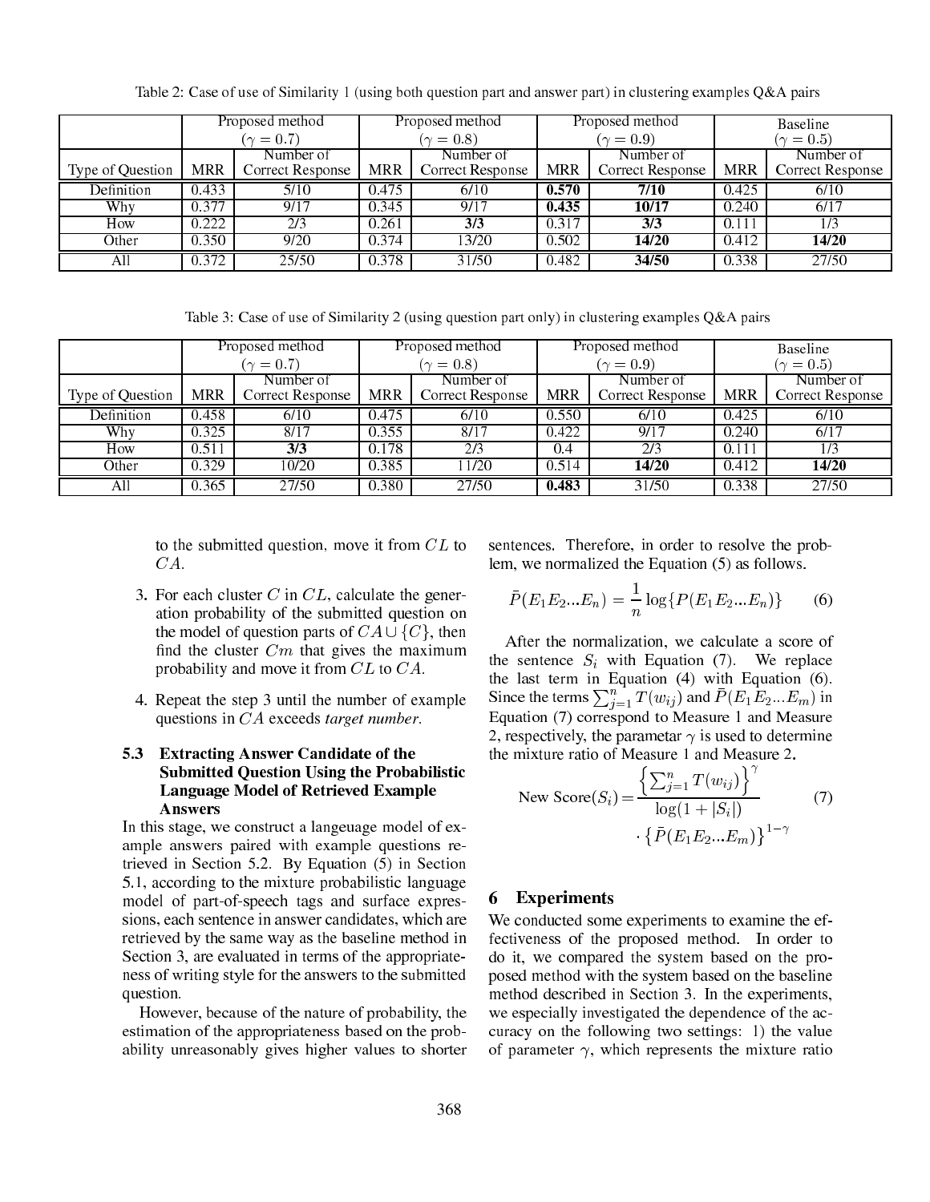Table 2: Case of use of Similarity 1 (using both question part and answer part) in clustering examples Q&A pairs

| | Proposed method ($\gamma = 0.7$) | | Proposed method ($\gamma = 0.8$) | | Proposed method ($\gamma = 0.9$) | | Baseline ($\gamma = 0.5$) | |
|---|---|---|---|---|---|---|---|---|
| Type of Question | MRR | Number of Correct Response | MRR | Number of Correct Response | MRR | Number of Correct Response | MRR | Number of Correct Response |
| Definition | 0.433 | 5/10 | 0.475 | 6/10 | **0.570** | **7/10** | 0.425 | 6/10 |
| Why | 0.377 | 9/17 | 0.345 | 9/17 | **0.435** | **10/17** | 0.240 | 6/17 |
| How | 0.222 | 2/3 | 0.261 | **3/3** | 0.317 | **3/3** | 0.111 | 1/3 |
| Other | 0.350 | 9/20 | 0.374 | 13/20 | 0.502 | **14/20** | 0.412 | **14/20** |
| All | 0.372 | 25/50 | 0.378 | 31/50 | 0.482 | **34/50** | 0.338 | 27/50 |

Table 3: Case of use of Similarity 2 (using question part only) in clustering examples Q&A pairs

| | Proposed method ($\gamma = 0.7$) | | Proposed method ($\gamma = 0.8$) | | Proposed method ($\gamma = 0.9$) | | Baseline ($\gamma = 0.5$) | |
|---|---|---|---|---|---|---|---|---|
| Type of Question | MRR | Number of Correct Response | MRR | Number of Correct Response | MRR | Number of Correct Response | MRR | Number of Correct Response |
| Definition | 0.458 | 6/10 | 0.475 | 6/10 | 0.550 | 6/10 | 0.425 | 6/10 |
| Why | 0.325 | 8/17 | 0.355 | 8/17 | 0.422 | 9/17 | 0.240 | 6/17 |
| How | 0.511 | **3/3** | 0.178 | 2/3 | 0.4 | 2/3 | 0.111 | 1/3 |
| Other | 0.329 | 10/20 | 0.385 | 11/20 | 0.514 | **14/20** | 0.412 | **14/20** |
| All | 0.365 | 27/50 | 0.380 | 27/50 | **0.483** | 31/50 | 0.338 | 27/50 |

to the submitted question, move it from $CL$ to $CA$.

3. For each cluster $C$ in $CL$, calculate the generation probability of the submitted question on the model of question parts of $CA \cup \{C\}$, then find the cluster $Cm$ that gives the maximum probability and move it from $CL$ to $CA$.

4. Repeat the step 3 until the number of example questions in $CA$ exceeds *target number*.

### 5.3 Extracting Answer Candidate of the Submitted Question Using the Probabilistic Language Model of Retrieved Example Answers

In this stage, we construct a langeuage model of example answers paired with example questions retrieved in Section 5.2. By Equation (5) in Section 5.1, according to the mixture probabilistic language model of part-of-speech tags and surface expressions, each sentence in answer candidates, which are retrieved by the same way as the baseline method in Section 3, are evaluated in terms of the appropriateness of writing style for the answers to the submitted question.

However, because of the nature of probability, the estimation of the appropriateness based on the probability unreasonably gives higher values to shorter sentences. Therefore, in order to resolve the problem, we normalized the Equation (5) as follows.

$$\bar{P}(E_1 E_2 ... E_n) = \frac{1}{n} \log\{P(E_1 E_2 ... E_n)\} \tag{6}$$

After the normalization, we calculate a score of the sentence $S_i$ with Equation (7). We replace the last term in Equation (4) with Equation (6). Since the terms $\sum_{j=1}^{n} T(w_{ij})$ and $\bar{P}(E_1 E_2 ... E_m)$ in Equation (7) correspond to Measure 1 and Measure 2, respectively, the parametar $\gamma$ is used to determine the mixture ratio of Measure 1 and Measure 2.

$$\text{New Score}(S_i) = \frac{\left\{\sum_{j=1}^{n} T(w_{ij})\right\}^{\gamma}}{\log(1 + |S_i|)} \cdot \left\{\bar{P}(E_1 E_2 ... E_m)\right\}^{1-\gamma} \tag{7}$$

## 6 Experiments

We conducted some experiments to examine the effectiveness of the proposed method. In order to do it, we compared the system based on the proposed method with the system based on the baseline method described in Section 3. In the experiments, we especially investigated the dependence of the accuracy on the following two settings: 1) the value of parameter $\gamma$, which represents the mixture ratio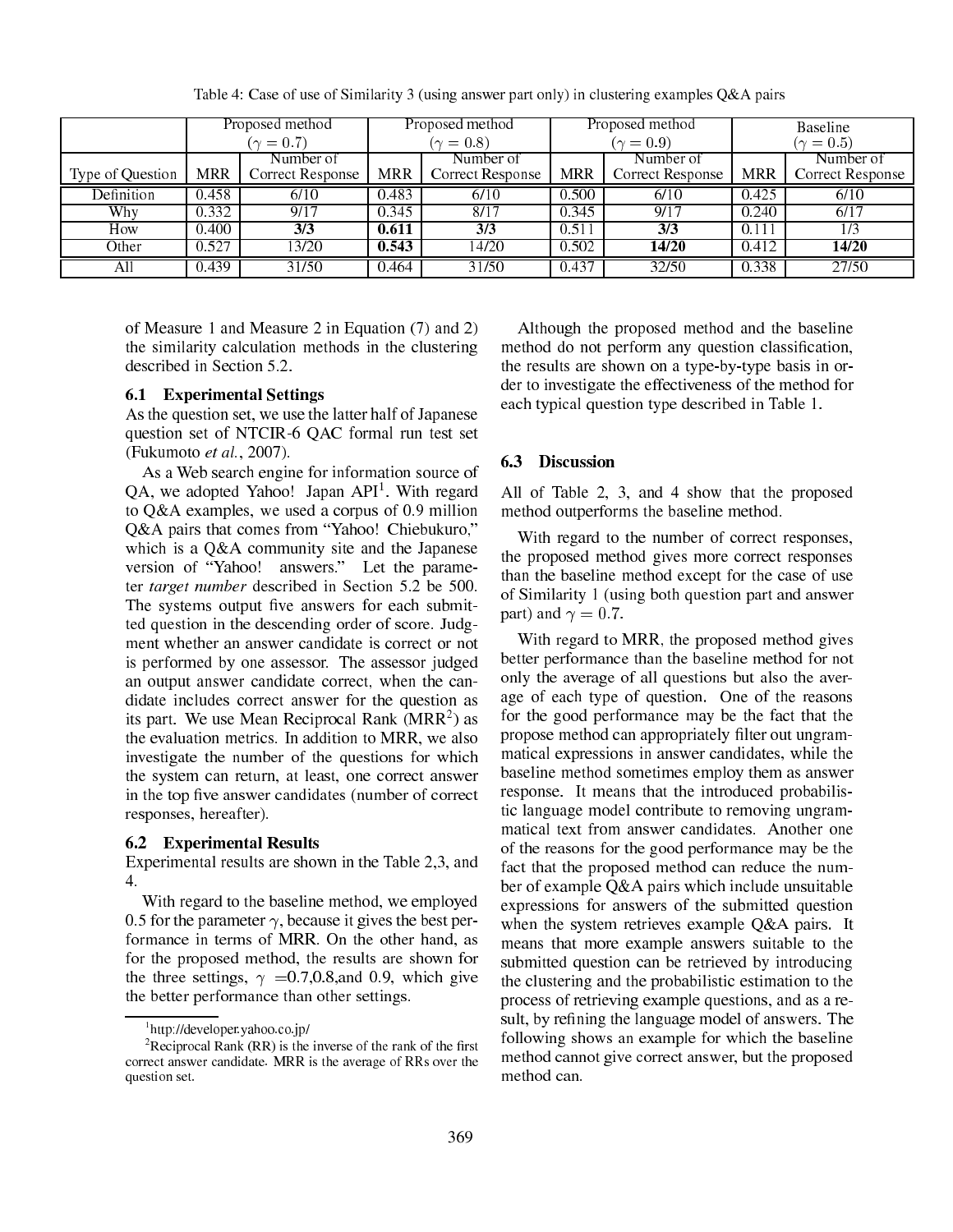Table 4: Case of use of Similarity 3 (using answer part only) in clustering examples Q&A pairs

| | Proposed method ($\gamma = 0.7$) | | Proposed method ($\gamma = 0.8$) | | Proposed method ($\gamma = 0.9$) | | Baseline ($\gamma = 0.5$) | |
|---|---|---|---|---|---|---|---|---|
| Type of Question | MRR | Number of Correct Response | MRR | Number of Correct Response | MRR | Number of Correct Response | MRR | Number of Correct Response |
| Definition | 0.458 | 6/10 | 0.483 | 6/10 | 0.500 | 6/10 | 0.425 | 6/10 |
| Why | 0.332 | 9/17 | 0.345 | 8/17 | 0.345 | 9/17 | 0.240 | 6/17 |
| How | 0.400 | **3/3** | **0.611** | **3/3** | 0.511 | **3/3** | 0.111 | 1/3 |
| Other | 0.527 | 13/20 | **0.543** | 14/20 | 0.502 | **14/20** | 0.412 | **14/20** |
| All | 0.439 | 31/50 | 0.464 | 31/50 | 0.437 | 32/50 | 0.338 | 27/50 |

of Measure 1 and Measure 2 in Equation (7) and 2) the similarity calculation methods in the clustering described in Section 5.2.

### 6.1 Experimental Settings

As the question set, we use the latter half of Japanese question set of NTCIR-6 QAC formal run test set (Fukumoto *et al.*, 2007).

As a Web search engine for information source of QA, we adopted Yahoo! Japan API[1]. With regard to Q&A examples, we used a corpus of 0.9 million Q&A pairs that comes from "Yahoo! Chiebukuro," which is a Q&A community site and the Japanese version of "Yahoo! answers." Let the parameter *target number* described in Section 5.2 be 500. The systems output five answers for each submitted question in the descending order of score. Judgment whether an answer candidate is correct or not is performed by one assessor. The assessor judged an output answer candidate correct, when the candidate includes correct answer for the question as its part. We use Mean Reciprocal Rank (MRR[2]) as the evaluation metrics. In addition to MRR, we also investigate the number of the questions for which the system can return, at least, one correct answer in the top five answer candidates (number of correct responses, hereafter).

### 6.2 Experimental Results

Experimental results are shown in the Table 2,3, and 4.

With regard to the baseline method, we employed 0.5 for the parameter $\gamma$, because it gives the best performance in terms of MRR. On the other hand, as for the proposed method, the results are shown for the three settings, $\gamma$ =0.7,0.8,and 0.9, which give the better performance than other settings.

Although the proposed method and the baseline method do not perform any question classification, the results are shown on a type-by-type basis in order to investigate the effectiveness of the method for each typical question type described in Table 1.

### 6.3 Discussion

All of Table 2, 3, and 4 show that the proposed method outperforms the baseline method.

With regard to the number of correct responses, the proposed method gives more correct responses than the baseline method except for the case of use of Similarity 1 (using both question part and answer part) and $\gamma = 0.7$.

With regard to MRR, the proposed method gives better performance than the baseline method for not only the average of all questions but also the average of each type of question. One of the reasons for the good performance may be the fact that the propose method can appropriately filter out ungrammatical expressions in answer candidates, while the baseline method sometimes employ them as answer response. It means that the introduced probabilistic language model contribute to removing ungrammatical text from answer candidates. Another one of the reasons for the good performance may be the fact that the proposed method can reduce the number of example Q&A pairs which include unsuitable expressions for answers of the submitted question when the system retrieves example Q&A pairs. It means that more example answers suitable to the submitted question can be retrieved by introducing the clustering and the probabilistic estimation to the process of retrieving example questions, and as a result, by refining the language model of answers. The following shows an example for which the baseline method cannot give correct answer, but the proposed method can.

[1] http://developer.yahoo.co.jp/

[2] Reciprocal Rank (RR) is the inverse of the rank of the first correct answer candidate. MRR is the average of RRs over the question set.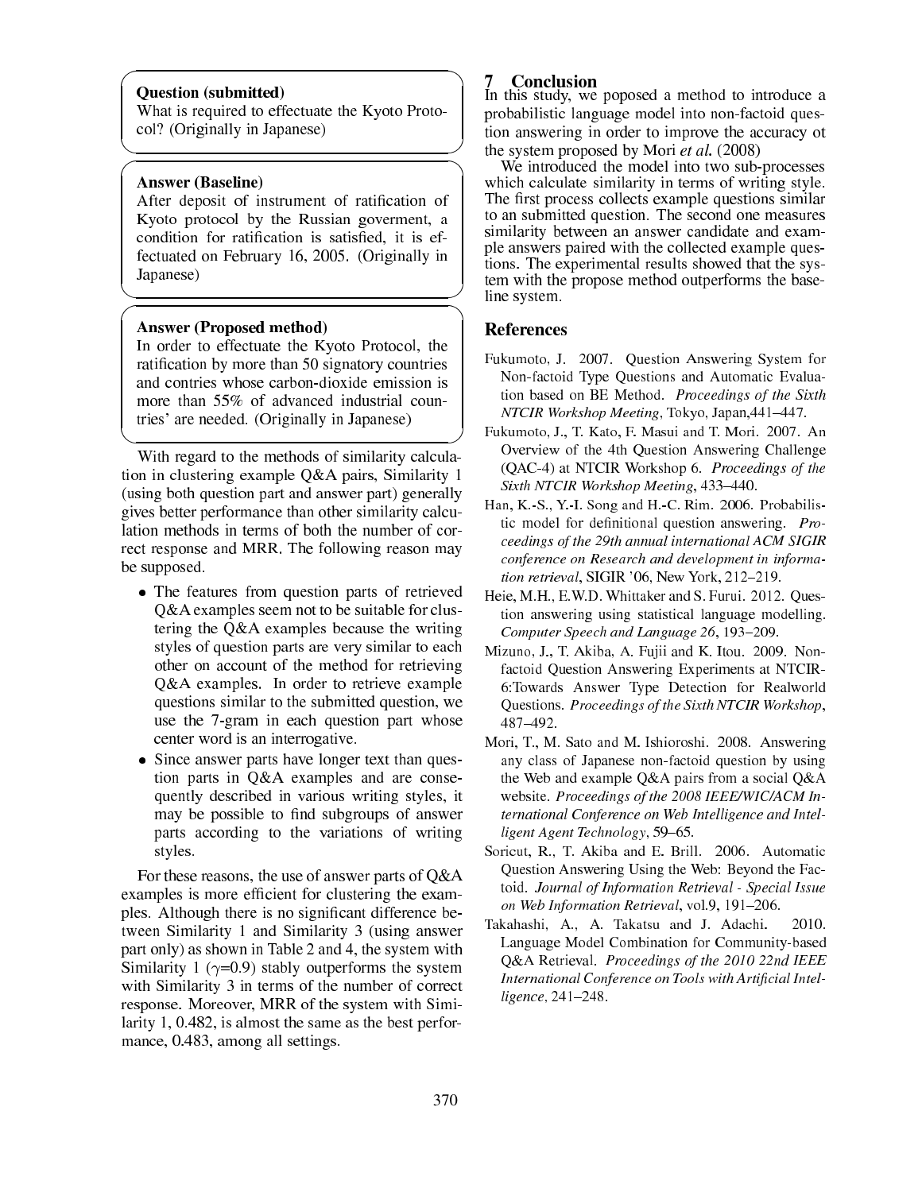**Question (submitted)**
What is required to effectuate the Kyoto Protocol? (Originally in Japanese)

**Answer (Baseline)**
After deposit of instrument of ratification of Kyoto protocol by the Russian goverment, a condition for ratification is satisfied, it is effectuated on February 16, 2005. (Originally in Japanese)

**Answer (Proposed method)**
In order to effectuate the Kyoto Protocol, the ratification by more than 50 signatory countries and contries whose carbon-dioxide emission is more than 55% of advanced industrial countries' are needed. (Originally in Japanese)

With regard to the methods of similarity calculation in clustering example Q&A pairs, Similarity 1 (using both question part and answer part) generally gives better performance than other similarity calculation methods in terms of both the number of correct response and MRR. The following reason may be supposed.

- The features from question parts of retrieved Q&A examples seem not to be suitable for clustering the Q&A examples because the writing styles of question parts are very similar to each other on account of the method for retrieving Q&A examples. In order to retrieve example questions similar to the submitted question, we use the 7-gram in each question part whose center word is an interrogative.
- Since answer parts have longer text than question parts in Q&A examples and are consequently described in various writing styles, it may be possible to find subgroups of answer parts according to the variations of writing styles.

For these reasons, the use of answer parts of Q&A examples is more efficient for clustering the examples. Although there is no significant difference between Similarity 1 and Similarity 3 (using answer part only) as shown in Table 2 and 4, the system with Similarity 1 ($\gamma$=0.9) stably outperforms the system with Similarity 3 in terms of the number of correct response. Moreover, MRR of the system with Similarity 1, 0.482, is almost the same as the best performance, 0.483, among all settings.

## 7 Conclusion

In this study, we poposed a method to introduce a probabilistic language model into non-factoid question answering in order to improve the accuracy ot the system proposed by Mori *et al.* (2008)

We introduced the model into two sub-processes which calculate similarity in terms of writing style. The first process collects example questions similar to an submitted question. The second one measures similarity between an answer candidate and example answers paired with the collected example questions. The experimental results showed that the system with the propose method outperforms the baseline system.

## References

Fukumoto, J. 2007. Question Answering System for Non-factoid Type Questions and Automatic Evaluation based on BE Method. *Proceedings of the Sixth NTCIR Workshop Meeting*, Tokyo, Japan,441–447.

Fukumoto, J., T. Kato, F. Masui and T. Mori. 2007. An Overview of the 4th Question Answering Challenge (QAC-4) at NTCIR Workshop 6. *Proceedings of the Sixth NTCIR Workshop Meeting*, 433–440.

Han, K.-S., Y.-I. Song and H.-C. Rim. 2006. Probabilistic model for definitional question answering. *Proceedings of the 29th annual international ACM SIGIR conference on Research and development in information retrieval*, SIGIR '06, New York, 212–219.

Heie, M.H., E.W.D. Whittaker and S. Furui. 2012. Question answering using statistical language modelling. *Computer Speech and Language 26*, 193–209.

Mizuno, J., T. Akiba, A. Fujii and K. Itou. 2009. Non-factoid Question Answering Experiments at NTCIR-6:Towards Answer Type Detection for Realworld Questions. *Proceedings of the Sixth NTCIR Workshop*, 487–492.

Mori, T., M. Sato and M. Ishioroshi. 2008. Answering any class of Japanese non-factoid question by using the Web and example Q&A pairs from a social Q&A website. *Proceedings of the 2008 IEEE/WIC/ACM International Conference on Web Intelligence and Intelligent Agent Technology*, 59–65.

Soricut, R., T. Akiba and E. Brill. 2006. Automatic Question Answering Using the Web: Beyond the Factoid. *Journal of Information Retrieval - Special Issue on Web Information Retrieval*, vol.9, 191–206.

Takahashi, A., A. Takatsu and J. Adachi. 2010. Language Model Combination for Community-based Q&A Retrieval. *Proceedings of the 2010 22nd IEEE International Conference on Tools with Artificial Intelligence*, 241–248.